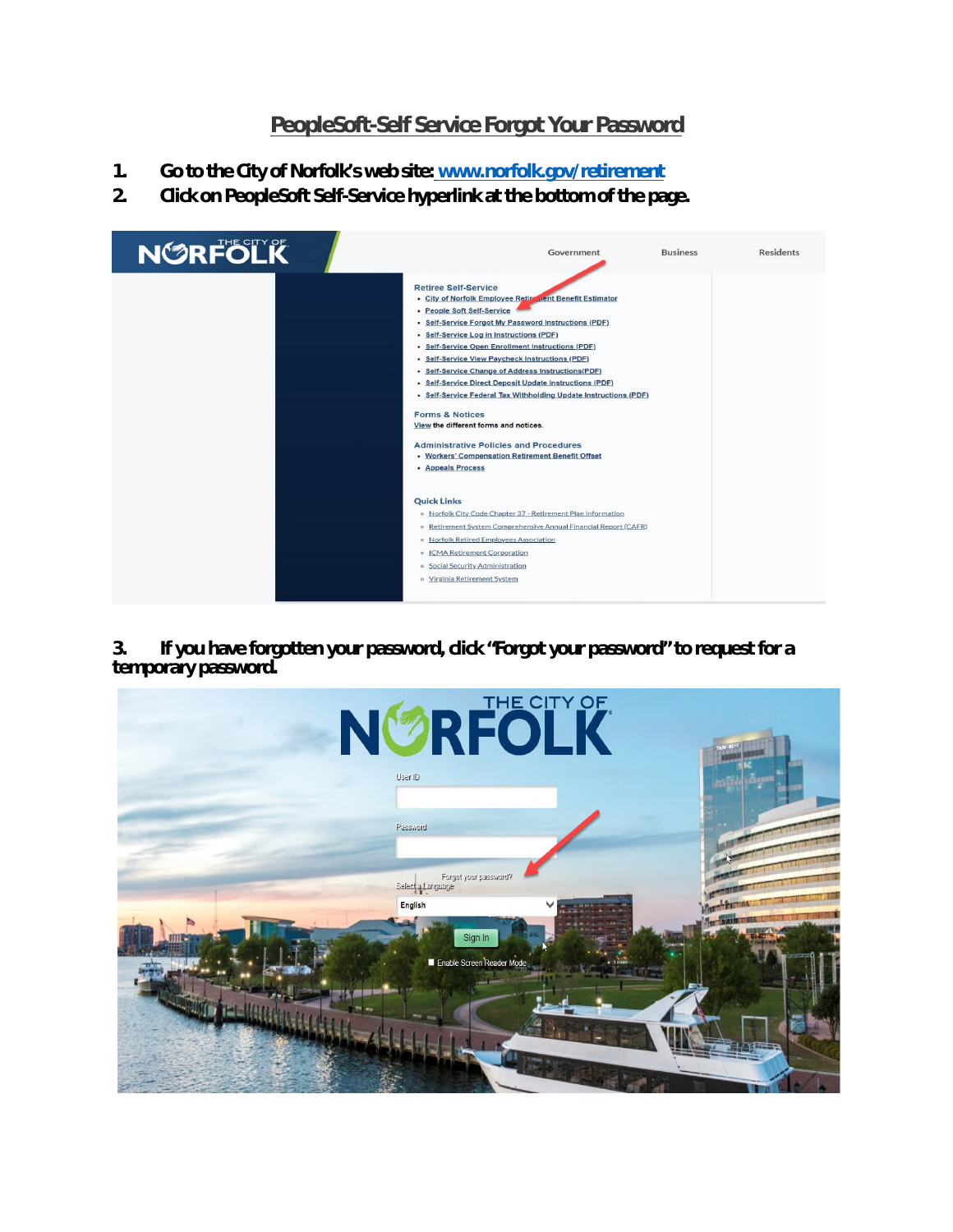# PeopleSoft-Self Service Forgot Your Password

1. Go to the City of Norfolk's web site: www.norfolk.gov/retirement
2. Click on PeopleSoft Self-Service hyperlink at the bottom of the page.

3. If you have forgotten your password, click "Forgot your password" to request for a temporary password.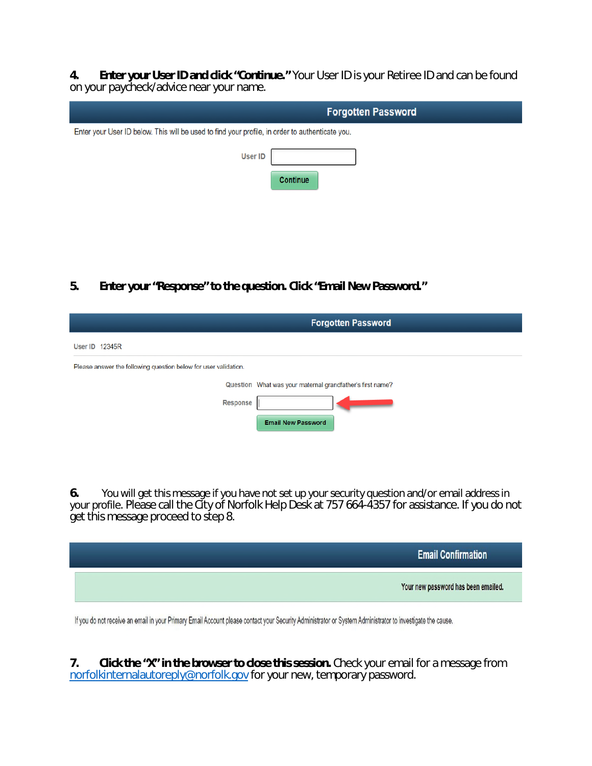**4. Enter your User ID and click "Continue."** Your User ID is your Retiree ID and can be found on your paycheck/advice near your name.

**Forgotten Password**

Enter your User ID below. This will be used to find your profile, in order to authenticate you.

User ID

Continue

**5. Enter your "Response" to the question. Click "Email New Password."**

**Forgotten Password**

User ID 12345R

Please answer the following question below for user validation.

Question What was your maternal grandfather's first name?

Response

Email New Password

**6.** You will get this message if you have not set up your security question and/or email address in your profile. Please call the City of Norfolk Help Desk at 757 664-4357 for assistance. If you do not get this message proceed to step 8.

**Email Confirmation**

Your new password has been emailed.

If you do not receive an email in your Primary Email Account please contact your Security Administrator or System Administrator to investigate the cause.

**7. Click the "X" in the browser to close this session.** Check your email for a message from norfolkinternalautoreply@norfolk.gov for your new, temporary password.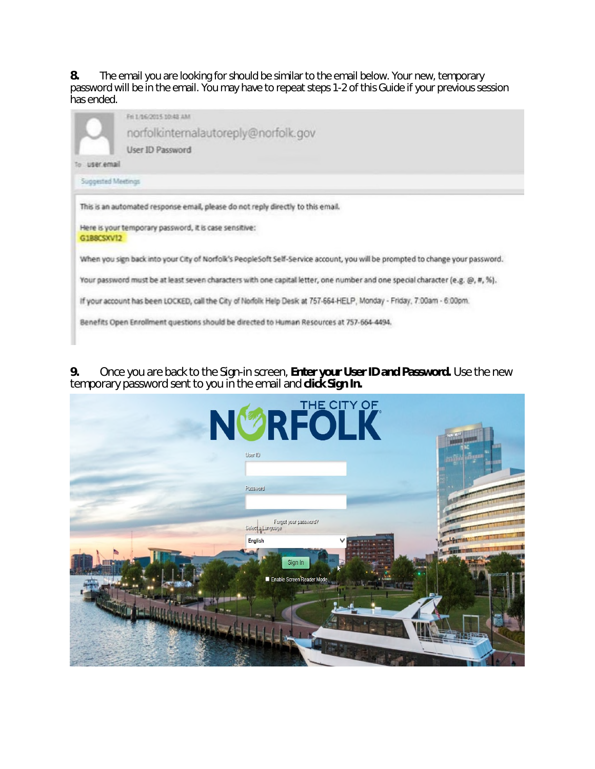**8.** The email you are looking for should be similar to the email below. Your new, temporary password will be in the email. You may have to repeat steps 1-2 of this Guide if your previous session has ended.

Fri 1/16/2015 10:48 AM

norfolkinternalautoreply@norfolk.gov

User ID Password

To user.email

Suggested Meetings

This is an automated response email, please do not reply directly to this email.

Here is your temporary password, it is case sensitive:

G1B8CSXVI2

When you sign back into your City of Norfolk's PeopleSoft Self-Service account, you will be prompted to change your password.

Your password must be at least seven characters with one capital letter, one number and one special character (e.g. @, #, %).

If your account has been LOCKED, call the City of Norfolk Help Desk at 757-664-HELP, Monday - Friday, 7:00am - 6:00pm.

Benefits Open Enrollment questions should be directed to Human Resources at 757-664-4494.

**9.** Once you are back to the Sign-in screen, **Enter your User ID and Password.** Use the new temporary password sent to you in the email and **click Sign In.**

THE CITY OF NORFOLK

User ID

Password

Forgot your password?

Select a Language

English

Sign In

Enable Screen Reader Mode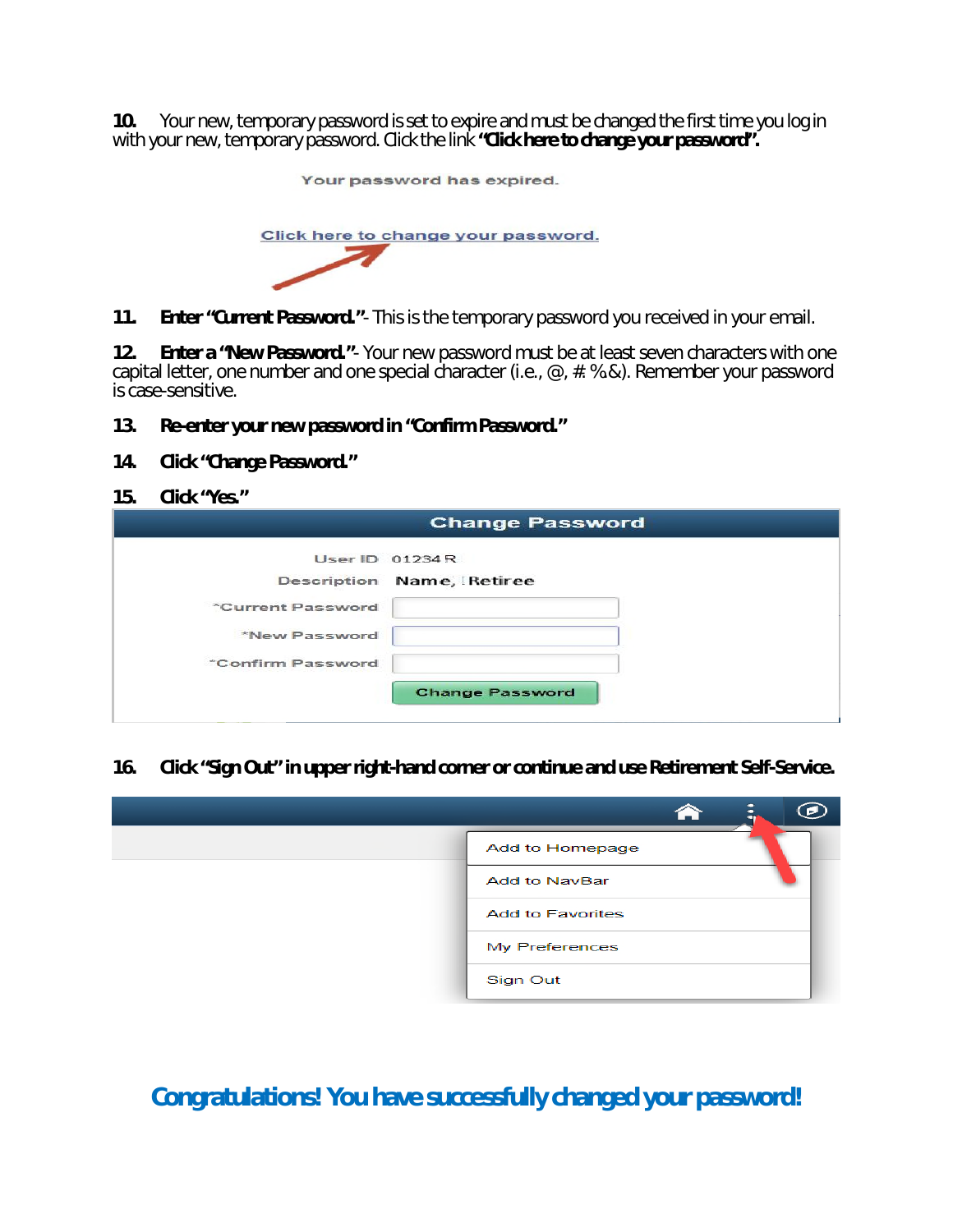**10.** Your new, temporary password is set to expire and must be changed the first time you log in with your new, temporary password. Click the link **"Click here to change your password".**

Your password has expired.

Click here to change your password.

**11. Enter "Current Password."**- This is the temporary password you received in your email.

**12. Enter a "New Password."**- Your new password must be at least seven characters with one capital letter, one number and one special character (i.e., @, #. %&). Remember your password is case-sensitive.

**13. Re-enter your new password in "Confirm Password."**

**14. Click "Change Password."**

**15. Click "Yes."**

Change Password

User ID 01234 R

Description Name, Retiree

*Current Password

*New Password

*Confirm Password

Change Password

**16. Click "Sign Out" in upper right-hand corner or continue and use Retirement Self-Service.**

Add to Homepage

Add to NavBar

Add to Favorites

My Preferences

Sign Out

## Congratulations! You have successfully changed your password!